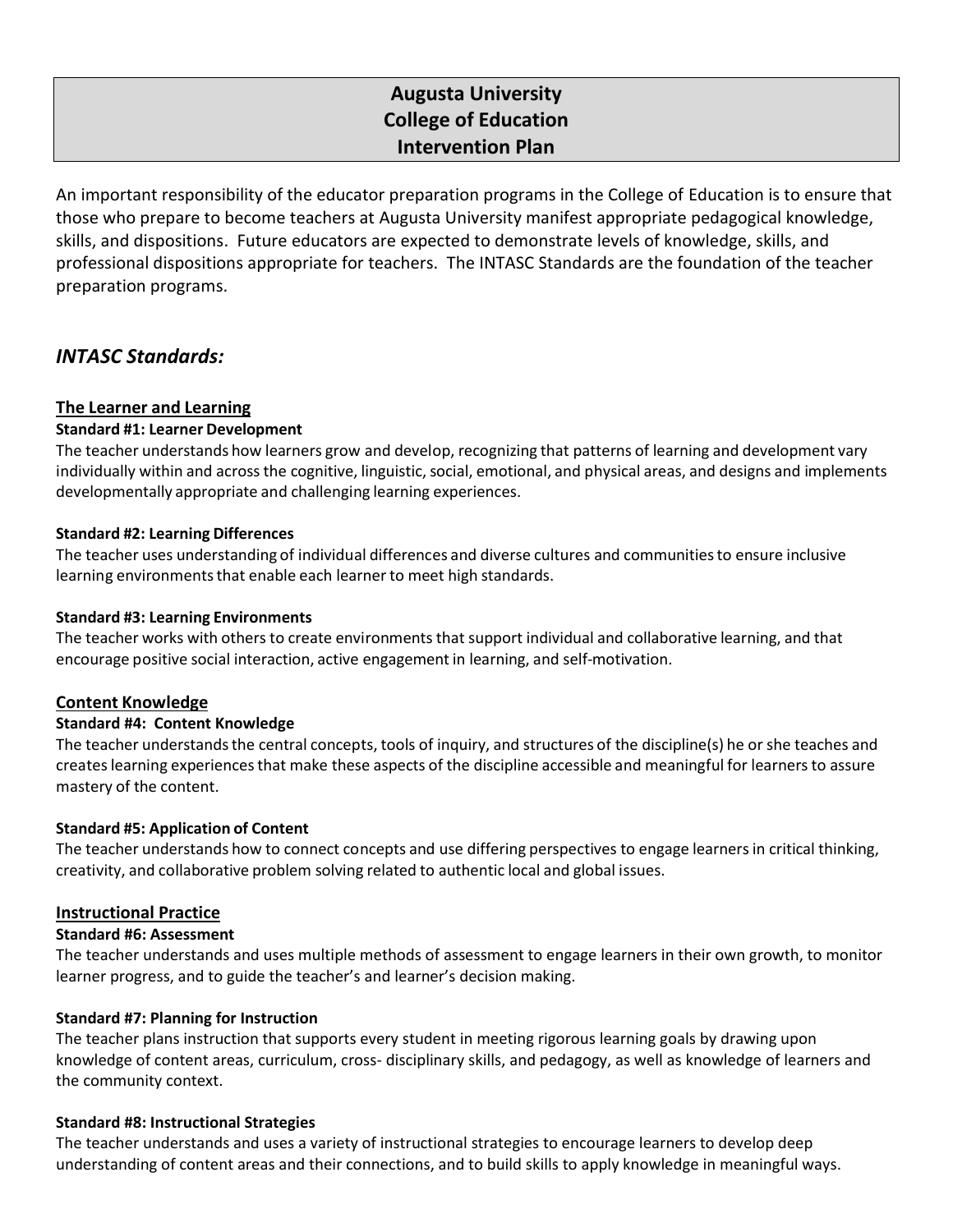# Augusta University
# College of Education
# Intervention Plan

An important responsibility of the educator preparation programs in the College of Education is to ensure that those who prepare to become teachers at Augusta University manifest appropriate pedagogical knowledge, skills, and dispositions. Future educators are expected to demonstrate levels of knowledge, skills, and professional dispositions appropriate for teachers. The INTASC Standards are the foundation of the teacher preparation programs.

## *INTASC Standards:*

### The Learner and Learning

**Standard #1: Learner Development**

The teacher understands how learners grow and develop, recognizing that patterns of learning and development vary individually within and across the cognitive, linguistic, social, emotional, and physical areas, and designs and implements developmentally appropriate and challenging learning experiences.

**Standard #2: Learning Differences**

The teacher uses understanding of individual differences and diverse cultures and communities to ensure inclusive learning environments that enable each learner to meet high standards.

**Standard #3: Learning Environments**

The teacher works with others to create environments that support individual and collaborative learning, and that encourage positive social interaction, active engagement in learning, and self-motivation.

### Content Knowledge

**Standard #4: Content Knowledge**

The teacher understands the central concepts, tools of inquiry, and structures of the discipline(s) he or she teaches and creates learning experiences that make these aspects of the discipline accessible and meaningful for learners to assure mastery of the content.

**Standard #5: Application of Content**

The teacher understands how to connect concepts and use differing perspectives to engage learners in critical thinking, creativity, and collaborative problem solving related to authentic local and global issues.

### Instructional Practice

**Standard #6: Assessment**

The teacher understands and uses multiple methods of assessment to engage learners in their own growth, to monitor learner progress, and to guide the teacher's and learner's decision making.

**Standard #7: Planning for Instruction**

The teacher plans instruction that supports every student in meeting rigorous learning goals by drawing upon knowledge of content areas, curriculum, cross- disciplinary skills, and pedagogy, as well as knowledge of learners and the community context.

**Standard #8: Instructional Strategies**

The teacher understands and uses a variety of instructional strategies to encourage learners to develop deep understanding of content areas and their connections, and to build skills to apply knowledge in meaningful ways.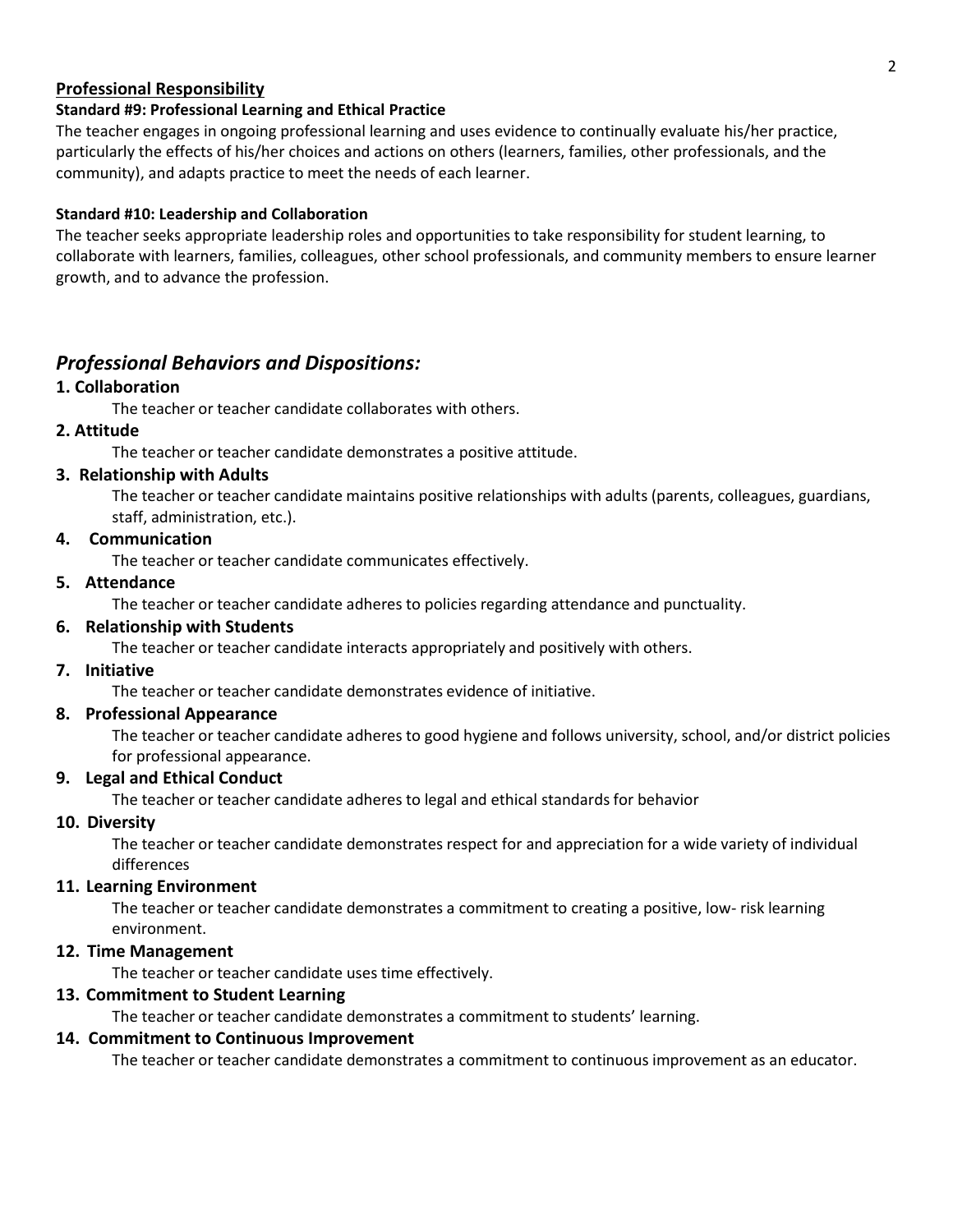## Professional Responsibility

#### Standard #9: Professional Learning and Ethical Practice

The teacher engages in ongoing professional learning and uses evidence to continually evaluate his/her practice, particularly the effects of his/her choices and actions on others (learners, families, other professionals, and the community), and adapts practice to meet the needs of each learner.

#### Standard #10: Leadership and Collaboration

The teacher seeks appropriate leadership roles and opportunities to take responsibility for student learning, to collaborate with learners, families, colleagues, other school professionals, and community members to ensure learner growth, and to advance the profession.

## *Professional Behaviors and Dispositions:*

**1. Collaboration**

The teacher or teacher candidate collaborates with others.

**2. Attitude**

The teacher or teacher candidate demonstrates a positive attitude.

**3. Relationship with Adults**

The teacher or teacher candidate maintains positive relationships with adults (parents, colleagues, guardians, staff, administration, etc.).

**4. Communication**

The teacher or teacher candidate communicates effectively.

**5. Attendance**

The teacher or teacher candidate adheres to policies regarding attendance and punctuality.

**6. Relationship with Students**

The teacher or teacher candidate interacts appropriately and positively with others.

**7. Initiative**

The teacher or teacher candidate demonstrates evidence of initiative.

**8. Professional Appearance**

The teacher or teacher candidate adheres to good hygiene and follows university, school, and/or district policies for professional appearance.

**9. Legal and Ethical Conduct**

The teacher or teacher candidate adheres to legal and ethical standards for behavior

**10. Diversity**

The teacher or teacher candidate demonstrates respect for and appreciation for a wide variety of individual differences

**11. Learning Environment**

The teacher or teacher candidate demonstrates a commitment to creating a positive, low- risk learning environment.

**12. Time Management**

The teacher or teacher candidate uses time effectively.

**13. Commitment to Student Learning**

The teacher or teacher candidate demonstrates a commitment to students' learning.

**14. Commitment to Continuous Improvement**

The teacher or teacher candidate demonstrates a commitment to continuous improvement as an educator.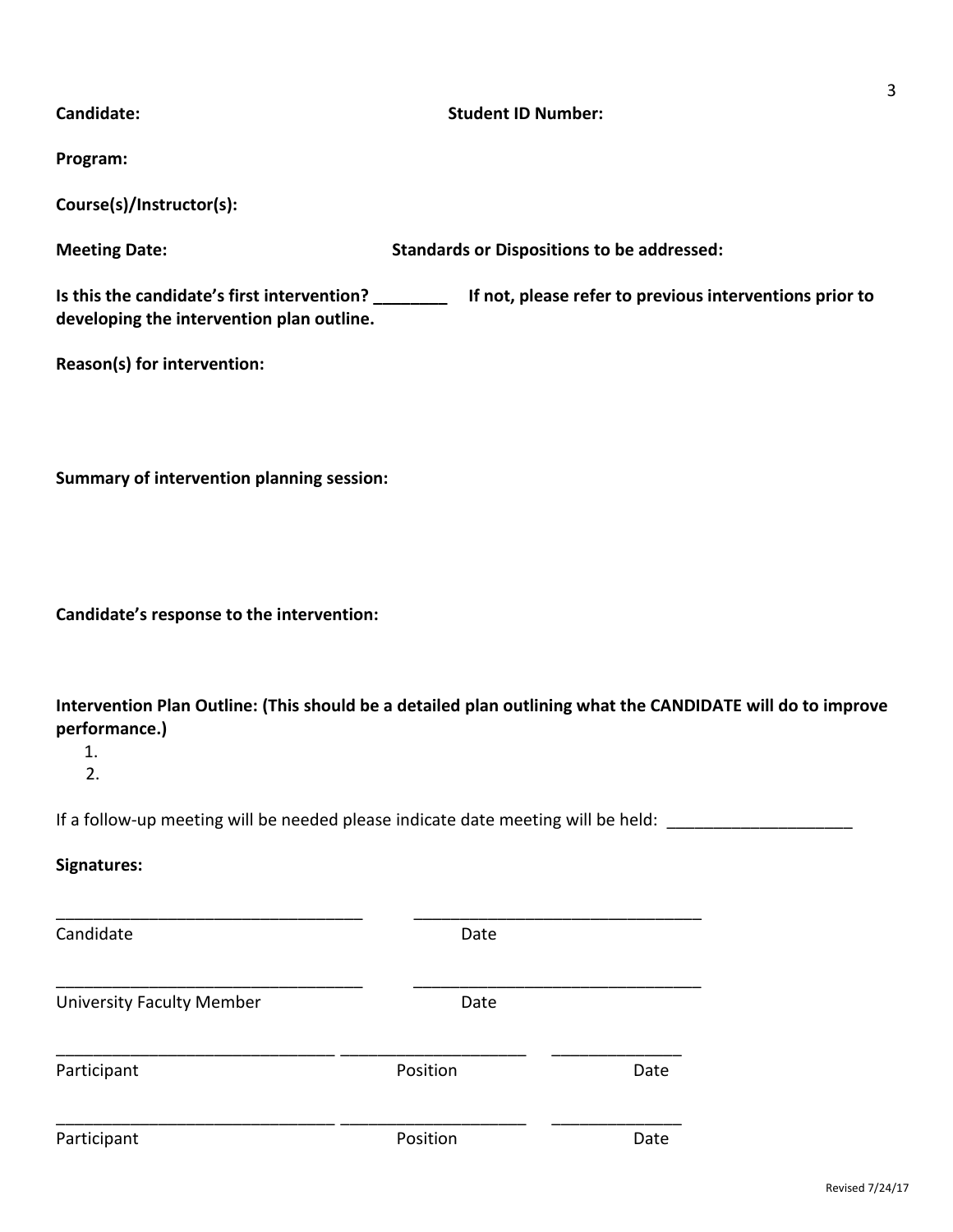**Candidate:** **Student ID Number:**

**Program:**

**Course(s)/Instructor(s):**

**Meeting Date:** **Standards or Dispositions to be addressed:**

**Is this the candidate's first intervention? ________ If not, please refer to previous interventions prior to developing the intervention plan outline.**

**Reason(s) for intervention:**

**Summary of intervention planning session:**

**Candidate's response to the intervention:**

**Intervention Plan Outline: (This should be a detailed plan outlining what the CANDIDATE will do to improve performance.)**

1.
2.

If a follow-up meeting will be needed please indicate date meeting will be held: ____________________

**Signatures:**

__________________________________ __________________________________
Candidate Date

__________________________________ __________________________________
University Faculty Member Date

______________________________ ____________________ ______________
Participant Position Date

______________________________ ____________________ ______________
Participant Position Date

Revised 7/24/17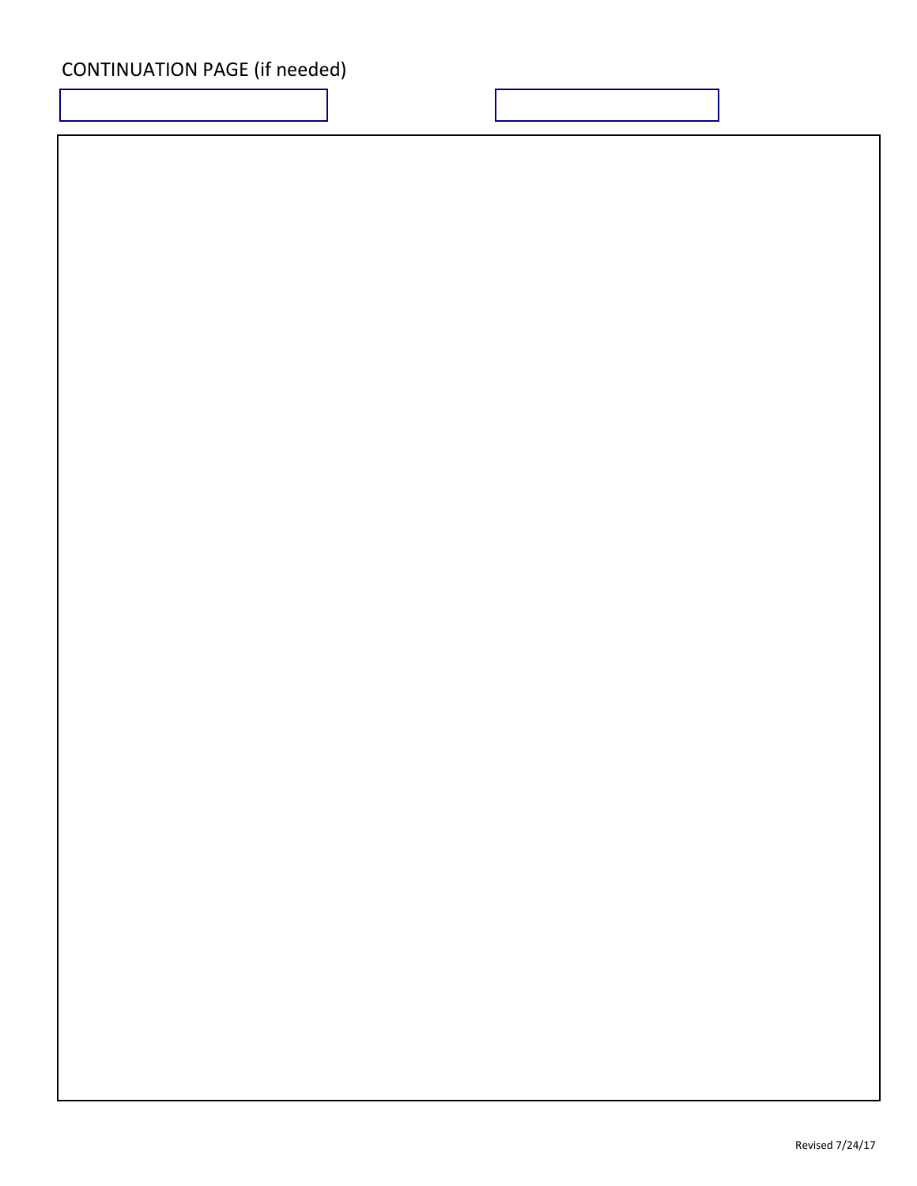CONTINUATION PAGE (if needed)

Revised 7/24/17